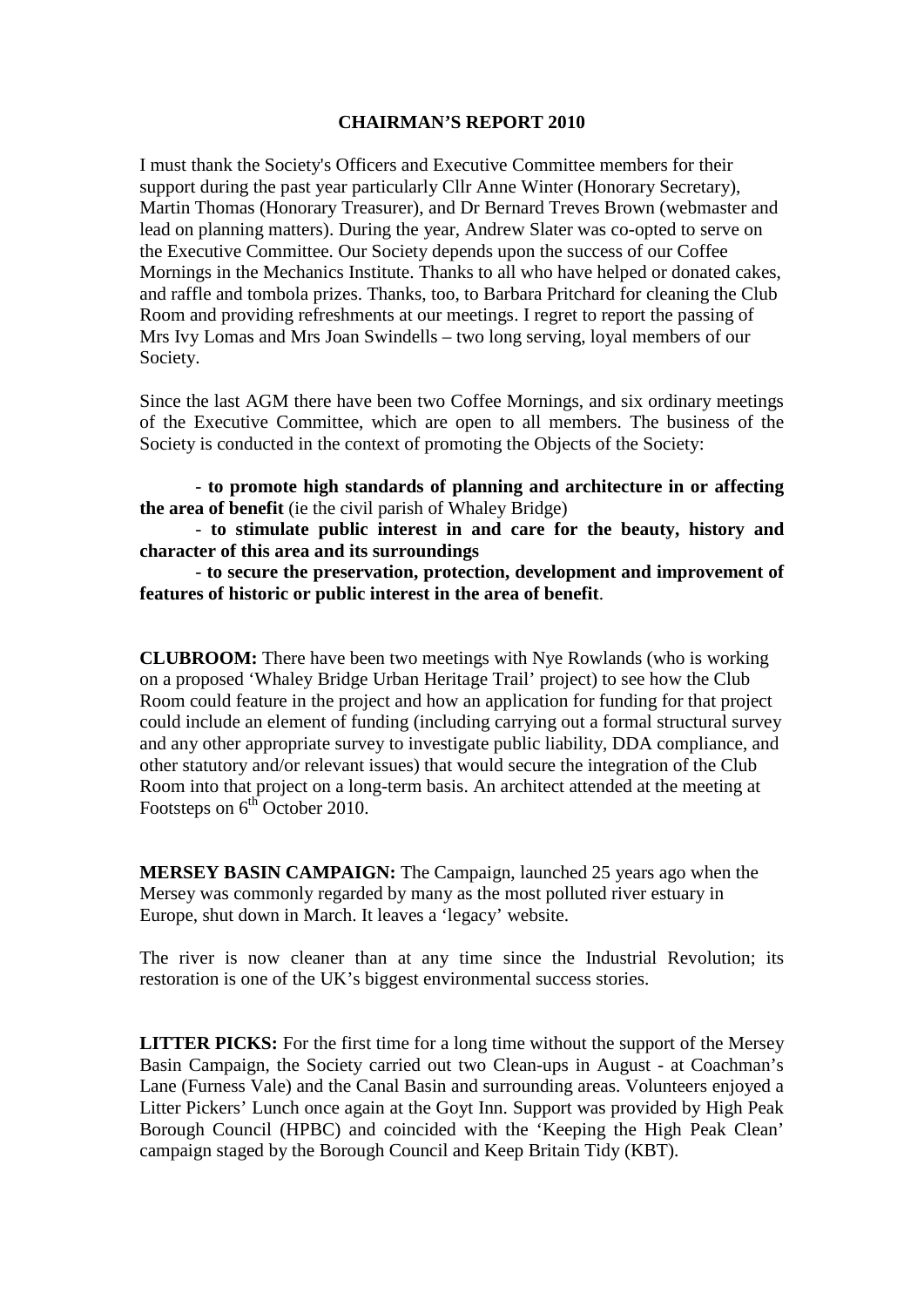# CHAIRMAN'S REPORT 2010

I must thank the Society's Officers and Executive Committee members for their support during the past year particularly Cllr Anne Winter (Honorary Secretary), Martin Thomas (Honorary Treasurer), and Dr Bernard Treves Brown (webmaster and lead on planning matters). During the year, Andrew Slater was co-opted to serve on the Executive Committee. Our Society depends upon the success of our Coffee Mornings in the Mechanics Institute. Thanks to all who have helped or donated cakes, and raffle and tombola prizes. Thanks, too, to Barbara Pritchard for cleaning the Club Room and providing refreshments at our meetings. I regret to report the passing of Mrs Ivy Lomas and Mrs Joan Swindells – two long serving, loyal members of our Society.

Since the last AGM there have been two Coffee Mornings, and six ordinary meetings of the Executive Committee, which are open to all members. The business of the Society is conducted in the context of promoting the Objects of the Society:

- **to promote high standards of planning and architecture in or affecting the area of benefit** (ie the civil parish of Whaley Bridge)
- **to stimulate public interest in and care for the beauty, history and character of this area and its surroundings**
- **to secure the preservation, protection, development and improvement of features of historic or public interest in the area of benefit**.

**CLUBROOM:** There have been two meetings with Nye Rowlands (who is working on a proposed 'Whaley Bridge Urban Heritage Trail' project) to see how the Club Room could feature in the project and how an application for funding for that project could include an element of funding (including carrying out a formal structural survey and any other appropriate survey to investigate public liability, DDA compliance, and other statutory and/or relevant issues) that would secure the integration of the Club Room into that project on a long-term basis. An architect attended at the meeting at Footsteps on 6th October 2010.

**MERSEY BASIN CAMPAIGN:** The Campaign, launched 25 years ago when the Mersey was commonly regarded by many as the most polluted river estuary in Europe, shut down in March. It leaves a 'legacy' website.

The river is now cleaner than at any time since the Industrial Revolution; its restoration is one of the UK's biggest environmental success stories.

**LITTER PICKS:** For the first time for a long time without the support of the Mersey Basin Campaign, the Society carried out two Clean-ups in August - at Coachman's Lane (Furness Vale) and the Canal Basin and surrounding areas. Volunteers enjoyed a Litter Pickers' Lunch once again at the Goyt Inn. Support was provided by High Peak Borough Council (HPBC) and coincided with the 'Keeping the High Peak Clean' campaign staged by the Borough Council and Keep Britain Tidy (KBT).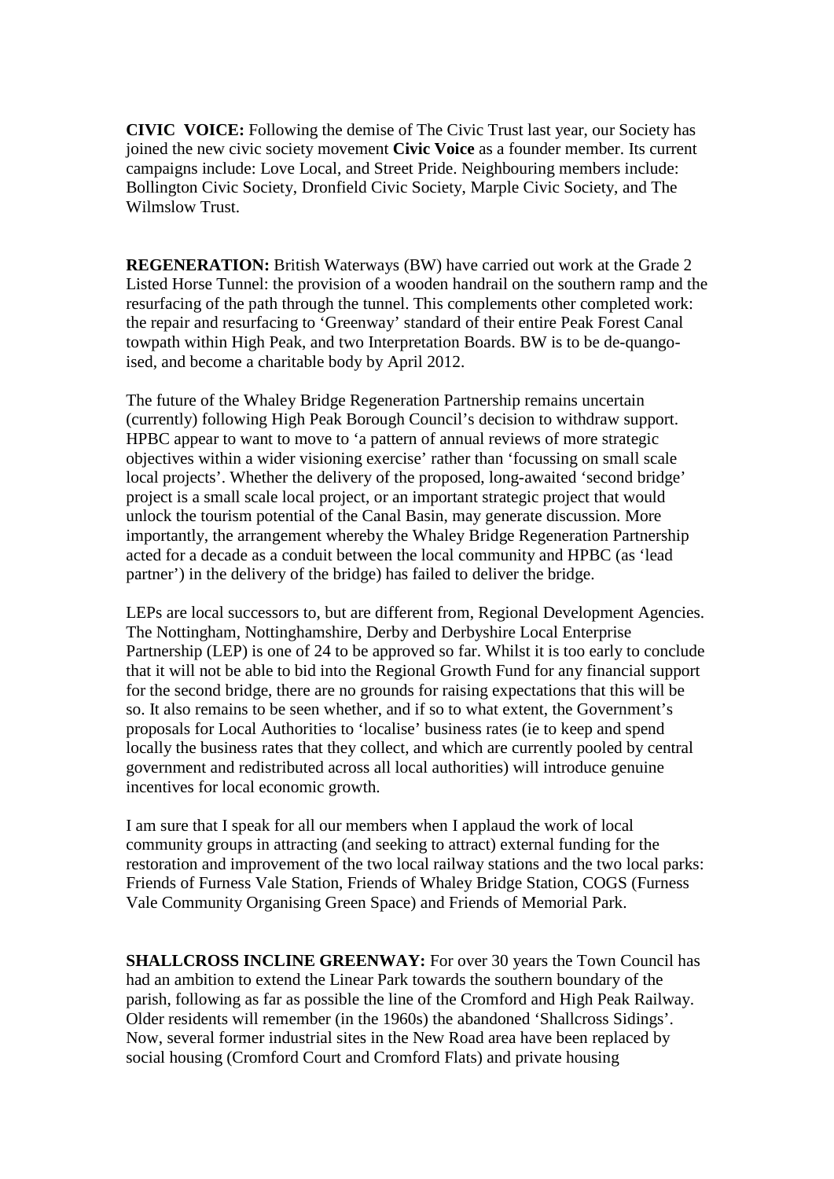**CIVIC VOICE:** Following the demise of The Civic Trust last year, our Society has joined the new civic society movement **Civic Voice** as a founder member. Its current campaigns include: Love Local, and Street Pride. Neighbouring members include: Bollington Civic Society, Dronfield Civic Society, Marple Civic Society, and The Wilmslow Trust.

**REGENERATION:** British Waterways (BW) have carried out work at the Grade 2 Listed Horse Tunnel: the provision of a wooden handrail on the southern ramp and the resurfacing of the path through the tunnel. This complements other completed work: the repair and resurfacing to 'Greenway' standard of their entire Peak Forest Canal towpath within High Peak, and two Interpretation Boards. BW is to be de-quango-ised, and become a charitable body by April 2012.

The future of the Whaley Bridge Regeneration Partnership remains uncertain (currently) following High Peak Borough Council's decision to withdraw support. HPBC appear to want to move to 'a pattern of annual reviews of more strategic objectives within a wider visioning exercise' rather than 'focussing on small scale local projects'. Whether the delivery of the proposed, long-awaited 'second bridge' project is a small scale local project, or an important strategic project that would unlock the tourism potential of the Canal Basin, may generate discussion. More importantly, the arrangement whereby the Whaley Bridge Regeneration Partnership acted for a decade as a conduit between the local community and HPBC (as 'lead partner') in the delivery of the bridge) has failed to deliver the bridge.

LEPs are local successors to, but are different from, Regional Development Agencies. The Nottingham, Nottinghamshire, Derby and Derbyshire Local Enterprise Partnership (LEP) is one of 24 to be approved so far. Whilst it is too early to conclude that it will not be able to bid into the Regional Growth Fund for any financial support for the second bridge, there are no grounds for raising expectations that this will be so. It also remains to be seen whether, and if so to what extent, the Government's proposals for Local Authorities to 'localise' business rates (ie to keep and spend locally the business rates that they collect, and which are currently pooled by central government and redistributed across all local authorities) will introduce genuine incentives for local economic growth.

I am sure that I speak for all our members when I applaud the work of local community groups in attracting (and seeking to attract) external funding for the restoration and improvement of the two local railway stations and the two local parks: Friends of Furness Vale Station, Friends of Whaley Bridge Station, COGS (Furness Vale Community Organising Green Space) and Friends of Memorial Park.

**SHALLCROSS INCLINE GREENWAY:** For over 30 years the Town Council has had an ambition to extend the Linear Park towards the southern boundary of the parish, following as far as possible the line of the Cromford and High Peak Railway. Older residents will remember (in the 1960s) the abandoned 'Shallcross Sidings'. Now, several former industrial sites in the New Road area have been replaced by social housing (Cromford Court and Cromford Flats) and private housing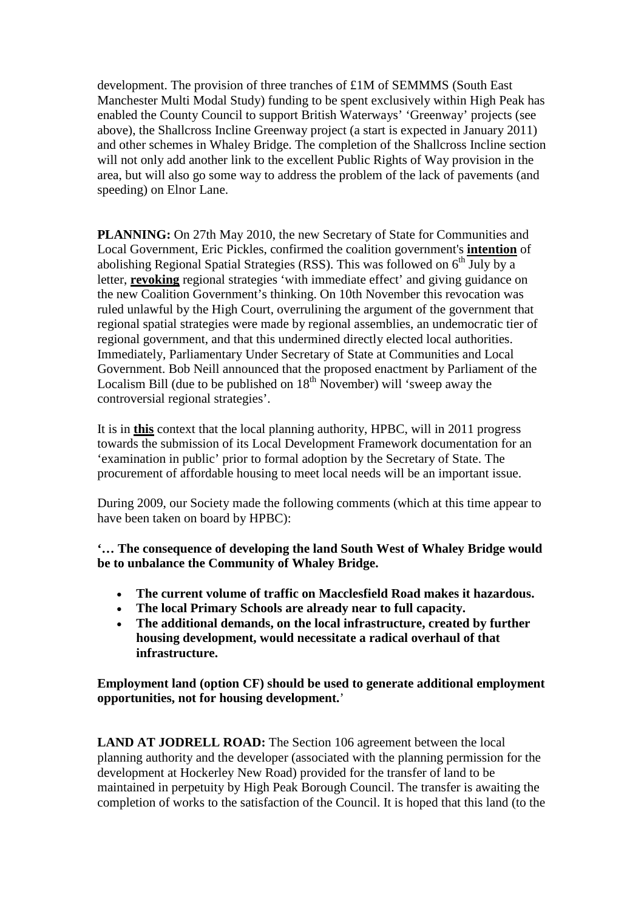development. The provision of three tranches of £1M of SEMMMS (South East Manchester Multi Modal Study) funding to be spent exclusively within High Peak has enabled the County Council to support British Waterways' 'Greenway' projects (see above), the Shallcross Incline Greenway project (a start is expected in January 2011) and other schemes in Whaley Bridge. The completion of the Shallcross Incline section will not only add another link to the excellent Public Rights of Way provision in the area, but will also go some way to address the problem of the lack of pavements (and speeding) on Elnor Lane.

**PLANNING:** On 27th May 2010, the new Secretary of State for Communities and Local Government, Eric Pickles, confirmed the coalition government's **intention** of abolishing Regional Spatial Strategies (RSS). This was followed on 6th July by a letter, **revoking** regional strategies 'with immediate effect' and giving guidance on the new Coalition Government's thinking. On 10th November this revocation was ruled unlawful by the High Court, overruling the argument of the government that regional spatial strategies were made by regional assemblies, an undemocratic tier of regional government, and that this undermined directly elected local authorities. Immediately, Parliamentary Under Secretary of State at Communities and Local Government. Bob Neill announced that the proposed enactment by Parliament of the Localism Bill (due to be published on 18th November) will 'sweep away the controversial regional strategies'.

It is in **this** context that the local planning authority, HPBC, will in 2011 progress towards the submission of its Local Development Framework documentation for an 'examination in public' prior to formal adoption by the Secretary of State. The procurement of affordable housing to meet local needs will be an important issue.

During 2009, our Society made the following comments (which at this time appear to have been taken on board by HPBC):

**'… The consequence of developing the land South West of Whaley Bridge would be to unbalance the Community of Whaley Bridge.**

- **The current volume of traffic on Macclesfield Road makes it hazardous.**
- **The local Primary Schools are already near to full capacity.**
- **The additional demands, on the local infrastructure, created by further housing development, would necessitate a radical overhaul of that infrastructure.**

**Employment land (option CF) should be used to generate additional employment opportunities, not for housing development.**'

**LAND AT JODRELL ROAD:** The Section 106 agreement between the local planning authority and the developer (associated with the planning permission for the development at Hockerley New Road) provided for the transfer of land to be maintained in perpetuity by High Peak Borough Council. The transfer is awaiting the completion of works to the satisfaction of the Council. It is hoped that this land (to the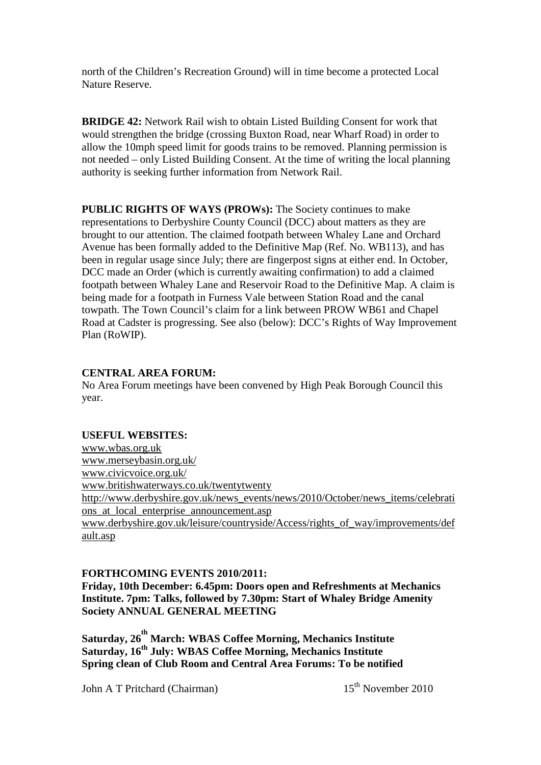north of the Children's Recreation Ground) will in time become a protected Local Nature Reserve.

**BRIDGE 42:** Network Rail wish to obtain Listed Building Consent for work that would strengthen the bridge (crossing Buxton Road, near Wharf Road) in order to allow the 10mph speed limit for goods trains to be removed. Planning permission is not needed – only Listed Building Consent. At the time of writing the local planning authority is seeking further information from Network Rail.

**PUBLIC RIGHTS OF WAYS (PROWs):** The Society continues to make representations to Derbyshire County Council (DCC) about matters as they are brought to our attention. The claimed footpath between Whaley Lane and Orchard Avenue has been formally added to the Definitive Map (Ref. No. WB113), and has been in regular usage since July; there are fingerpost signs at either end. In October, DCC made an Order (which is currently awaiting confirmation) to add a claimed footpath between Whaley Lane and Reservoir Road to the Definitive Map. A claim is being made for a footpath in Furness Vale between Station Road and the canal towpath. The Town Council's claim for a link between PROW WB61 and Chapel Road at Cadster is progressing. See also (below): DCC's Rights of Way Improvement Plan (RoWIP).

**CENTRAL AREA FORUM:**

No Area Forum meetings have been convened by High Peak Borough Council this year.

**USEFUL WEBSITES:**

www.wbas.org.uk
www.merseybasin.org.uk/
www.civicvoice.org.uk/
www.britishwaterways.co.uk/twentytwenty
http://www.derbyshire.gov.uk/news_events/news/2010/October/news_items/celebrations_at_local_enterprise_announcement.asp
www.derbyshire.gov.uk/leisure/countryside/Access/rights_of_way/improvements/default.asp

**FORTHCOMING EVENTS 2010/2011:**

**Friday, 10th December: 6.45pm: Doors open and Refreshments at Mechanics Institute. 7pm: Talks, followed by 7.30pm: Start of Whaley Bridge Amenity Society ANNUAL GENERAL MEETING**

**Saturday, 26th March: WBAS Coffee Morning, Mechanics Institute**
**Saturday, 16th July: WBAS Coffee Morning, Mechanics Institute**
**Spring clean of Club Room and Central Area Forums: To be notified**

John A T Pritchard (Chairman) 15th November 2010